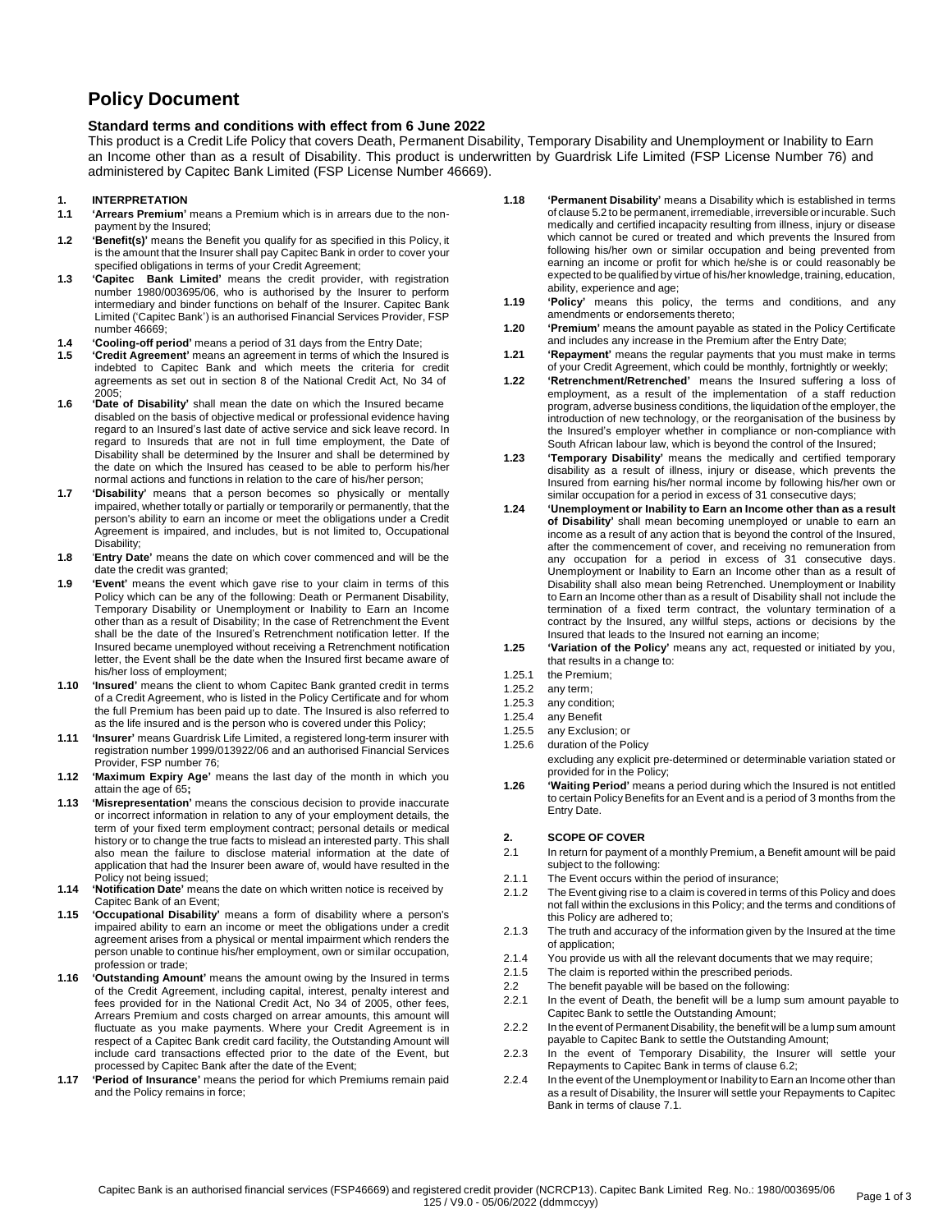# Policy Document

### Standard terms and conditions with effect from 6 June 2022

This product is a Credit Life Policy that covers Death, Permanent Disability, Temporary Disability and Unemployment or Inability to Earn an Income other than as a result of Disability. This product is underwritten by Guardrisk Life Limited (FSP License Number 76) and administered by Capitec Bank Limited (FSP License Number 46669).

**1. INTERPRETATION**

**1.1** **'Arrears Premium'** means a Premium which is in arrears due to the non-payment by the Insured;

**1.2** **'Benefit(s)'** means the Benefit you qualify for as specified in this Policy, it is the amount that the Insurer shall pay Capitec Bank in order to cover your specified obligations in terms of your Credit Agreement;

**1.3** **'Capitec Bank Limited'** means the credit provider, with registration number 1980/003695/06, who is authorised by the Insurer to perform intermediary and binder functions on behalf of the Insurer. Capitec Bank Limited ('Capitec Bank') is an authorised Financial Services Provider, FSP number 46669;

**1.4** **'Cooling-off period'** means a period of 31 days from the Entry Date;

**1.5** **'Credit Agreement'** means an agreement in terms of which the Insured is indebted to Capitec Bank and which meets the criteria for credit agreements as set out in section 8 of the National Credit Act, No 34 of 2005;

**1.6** **'Date of Disability'** shall mean the date on which the Insured became disabled on the basis of objective medical or professional evidence having regard to an Insured's last date of active service and sick leave record. In regard to Insureds that are not in full time employment, the Date of Disability shall be determined by the Insurer and shall be determined by the date on which the Insured has ceased to be able to perform his/her normal actions and functions in relation to the care of his/her person;

**1.7** **'Disability'** means that a person becomes so physically or mentally impaired, whether totally or partially or temporarily or permanently, that the person's ability to earn an income or meet the obligations under a Credit Agreement is impaired, and includes, but is not limited to, Occupational Disability;

**1.8** **'Entry Date'** means the date on which cover commenced and will be the date the credit was granted;

**1.9** **'Event'** means the event which gave rise to your claim in terms of this Policy which can be any of the following: Death or Permanent Disability, Temporary Disability or Unemployment or Inability to Earn an Income other than as a result of Disability; In the case of Retrenchment the Event shall be the date of the Insured's Retrenchment notification letter. If the Insured became unemployed without receiving a Retrenchment notification letter, the Event shall be the date when the Insured first became aware of his/her loss of employment;

**1.10** **'Insured'** means the client to whom Capitec Bank granted credit in terms of a Credit Agreement, who is listed in the Policy Certificate and for whom the full Premium has been paid up to date. The Insured is also referred to as the life insured and is the person who is covered under this Policy;

**1.11** **'Insurer'** means Guardrisk Life Limited, a registered long-term insurer with registration number 1999/013922/06 and an authorised Financial Services Provider, FSP number 76;

**1.12** **'Maximum Expiry Age'** means the last day of the month in which you attain the age of 65;

**1.13** **'Misrepresentation'** means the conscious decision to provide inaccurate or incorrect information in relation to any of your employment details, the term of your fixed term employment contract; personal details or medical history or to change the true facts to mislead an interested party. This shall also mean the failure to disclose material information at the date of application that had the Insurer been aware of, would have resulted in the Policy not being issued;

**1.14** **'Notification Date'** means the date on which written notice is received by Capitec Bank of an Event;

**1.15** **'Occupational Disability'** means a form of disability where a person's impaired ability to earn an income or meet the obligations under a credit agreement arises from a physical or mental impairment which renders the person unable to continue his/her employment, own or similar occupation, profession or trade;

**1.16** **'Outstanding Amount'** means the amount owing by the Insured in terms of the Credit Agreement, including capital, interest, penalty interest and fees provided for in the National Credit Act, No 34 of 2005, other fees, Arrears Premium and costs charged on arrear amounts, this amount will fluctuate as you make payments. Where your Credit Agreement is in respect of a Capitec Bank credit card facility, the Outstanding Amount will include card transactions effected prior to the date of the Event, but processed by Capitec Bank after the date of the Event;

**1.17** **'Period of Insurance'** means the period for which Premiums remain paid and the Policy remains in force;

**1.18** **'Permanent Disability'** means a Disability which is established in terms of clause 5.2 to be permanent, irremediable, irreversible or incurable. Such medically and certified incapacity resulting from illness, injury or disease which cannot be cured or treated and which prevents the Insured from following his/her own or similar occupation and being prevented from earning an income or profit for which he/she is or could reasonably be expected to be qualified by virtue of his/her knowledge, training, education, ability, experience and age;

**1.19** **'Policy'** means this policy, the terms and conditions, and any amendments or endorsements thereto;

**1.20** **'Premium'** means the amount payable as stated in the Policy Certificate and includes any increase in the Premium after the Entry Date;

**1.21** **'Repayment'** means the regular payments that you must make in terms of your Credit Agreement, which could be monthly, fortnightly or weekly;

**1.22** **'Retrenchment/Retrenched'** means the Insured suffering a loss of employment, as a result of the implementation of a staff reduction program, adverse business conditions, the liquidation of the employer, the introduction of new technology, or the reorganisation of the business by the Insured's employer whether in compliance or non-compliance with South African labour law, which is beyond the control of the Insured;

**1.23** **'Temporary Disability'** means the medically and certified temporary disability as a result of illness, injury or disease, which prevents the Insured from earning his/her normal income by following his/her own or similar occupation for a period in excess of 31 consecutive days;

**1.24** **'Unemployment or Inability to Earn an Income other than as a result of Disability'** shall mean becoming unemployed or unable to earn an income as a result of any action that is beyond the control of the Insured, after the commencement of cover, and receiving no remuneration from any occupation for a period in excess of 31 consecutive days. Unemployment or Inability to Earn an Income other than as a result of Disability shall also mean being Retrenched. Unemployment or Inability to Earn an Income other than as a result of Disability shall not include the termination of a fixed term contract, the voluntary termination of a contract by the Insured, any willful steps, actions or decisions by the Insured that leads to the Insured not earning an income;

**1.25** **'Variation of the Policy'** means any act, requested or initiated by you, that results in a change to:

1.25.1 the Premium;
1.25.2 any term;
1.25.3 any condition;
1.25.4 any Benefit
1.25.5 any Exclusion; or
1.25.6 duration of the Policy

excluding any explicit pre-determined or determinable variation stated or provided for in the Policy;

**1.26** **'Waiting Period'** means a period during which the Insured is not entitled to certain Policy Benefits for an Event and is a period of 3 months from the Entry Date.

**2. SCOPE OF COVER**

2.1 In return for payment of a monthly Premium, a Benefit amount will be paid subject to the following:

2.1.1 The Event occurs within the period of insurance;
2.1.2 The Event giving rise to a claim is covered in terms of this Policy and does not fall within the exclusions in this Policy; and the terms and conditions of this Policy are adhered to;
2.1.3 The truth and accuracy of the information given by the Insured at the time of application;
2.1.4 You provide us with all the relevant documents that we may require;
2.1.5 The claim is reported within the prescribed periods.

2.2 The benefit payable will be based on the following:

2.2.1 In the event of Death, the benefit will be a lump sum amount payable to Capitec Bank to settle the Outstanding Amount;
2.2.2 In the event of Permanent Disability, the benefit will be a lump sum amount payable to Capitec Bank to settle the Outstanding Amount;
2.2.3 In the event of Temporary Disability, the Insurer will settle your Repayments to Capitec Bank in terms of clause 6.2;
2.2.4 In the event of the Unemployment or Inability to Earn an Income other than as a result of Disability, the Insurer will settle your Repayments to Capitec Bank in terms of clause 7.1.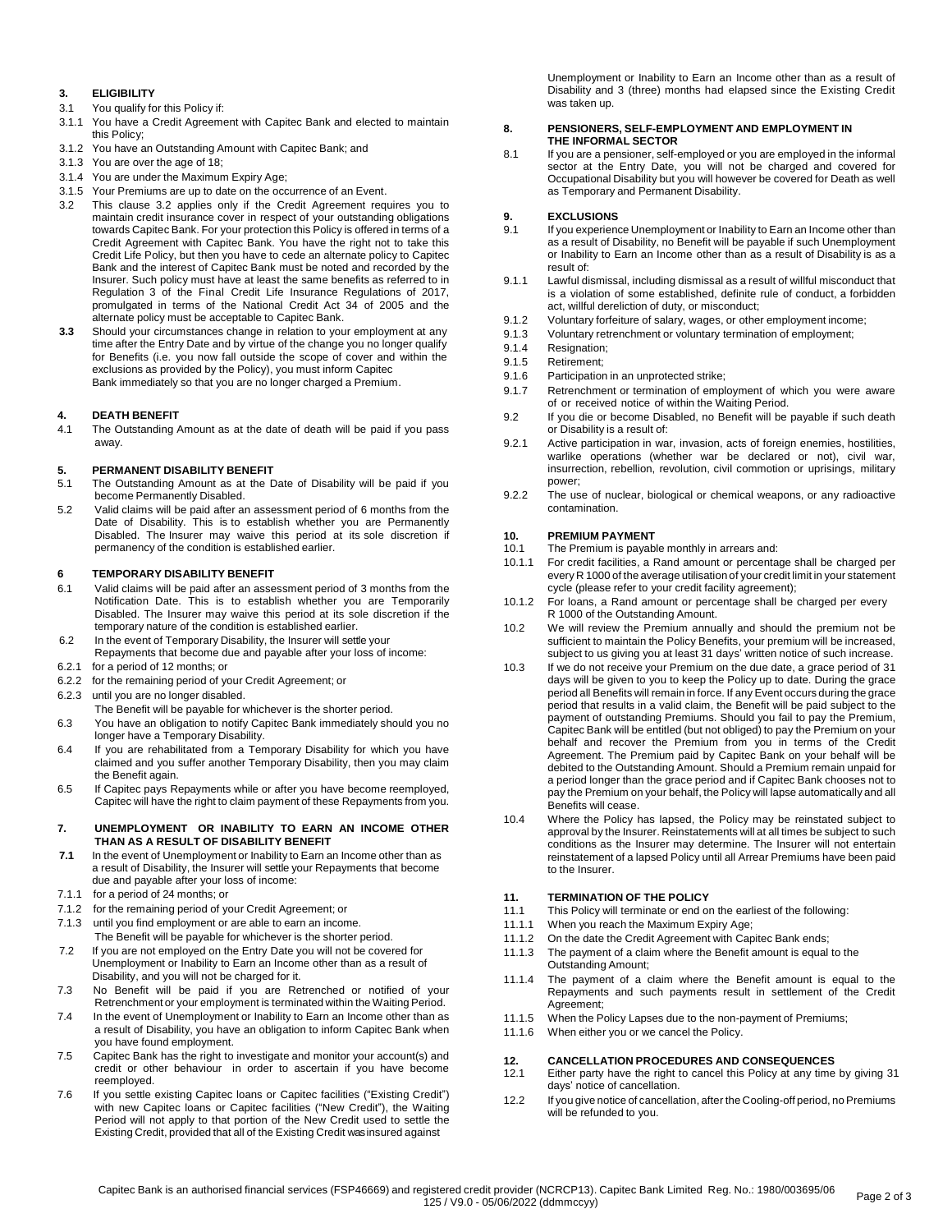### 3. ELIGIBILITY

3.1 You qualify for this Policy if:

3.1.1 You have a Credit Agreement with Capitec Bank and elected to maintain this Policy;

3.1.2 You have an Outstanding Amount with Capitec Bank; and

3.1.3 You are over the age of 18;

3.1.4 You are under the Maximum Expiry Age;

3.1.5 Your Premiums are up to date on the occurrence of an Event.

3.2 This clause 3.2 applies only if the Credit Agreement requires you to maintain credit insurance cover in respect of your outstanding obligations towards Capitec Bank. For your protection this Policy is offered in terms of a Credit Agreement with Capitec Bank. You have the right not to take this Credit Life Policy, but then you have to cede an alternate policy to Capitec Bank and the interest of Capitec Bank must be noted and recorded by the Insurer. Such policy must have at least the same benefits as referred to in Regulation 3 of the Final Credit Life Insurance Regulations of 2017, promulgated in terms of the National Credit Act 34 of 2005 and the alternate policy must be acceptable to Capitec Bank.

**3.3** Should your circumstances change in relation to your employment at any time after the Entry Date and by virtue of the change you no longer qualify for Benefits (i.e. you now fall outside the scope of cover and within the exclusions as provided by the Policy), you must inform Capitec Bank immediately so that you are no longer charged a Premium.

### 4. DEATH BENEFIT

4.1 The Outstanding Amount as at the date of death will be paid if you pass away.

### 5. PERMANENT DISABILITY BENEFIT

5.1 The Outstanding Amount as at the Date of Disability will be paid if you become Permanently Disabled.

5.2 Valid claims will be paid after an assessment period of 6 months from the Date of Disability. This is to establish whether you are Permanently Disabled. The Insurer may waive this period at its sole discretion if permanency of the condition is established earlier.

### 6 TEMPORARY DISABILITY BENEFIT

6.1 Valid claims will be paid after an assessment period of 3 months from the Notification Date. This is to establish whether you are Temporarily Disabled. The Insurer may waive this period at its sole discretion if the temporary nature of the condition is established earlier.

6.2 In the event of Temporary Disability, the Insurer will settle your Repayments that become due and payable after your loss of income:

6.2.1 for a period of 12 months; or

6.2.2 for the remaining period of your Credit Agreement; or

6.2.3 until you are no longer disabled.

The Benefit will be payable for whichever is the shorter period.

6.3 You have an obligation to notify Capitec Bank immediately should you no longer have a Temporary Disability.

6.4 If you are rehabilitated from a Temporary Disability for which you have claimed and you suffer another Temporary Disability, then you may claim the Benefit again.

6.5 If Capitec pays Repayments while or after you have become reemployed, Capitec will have the right to claim payment of these Repayments from you.

### 7. UNEMPLOYMENT OR INABILITY TO EARN AN INCOME OTHER THAN AS A RESULT OF DISABILITY BENEFIT

**7.1** In the event of Unemployment or Inability to Earn an Income other than as a result of Disability, the Insurer will settle your Repayments that become due and payable after your loss of income:

7.1.1 for a period of 24 months; or

7.1.2 for the remaining period of your Credit Agreement; or

7.1.3 until you find employment or are able to earn an income.

The Benefit will be payable for whichever is the shorter period.

7.2 If you are not employed on the Entry Date you will not be covered for Unemployment or Inability to Earn an Income other than as a result of Disability, and you will not be charged for it.

7.3 No Benefit will be paid if you are Retrenched or notified of your Retrenchment or your employment is terminated within the Waiting Period.

7.4 In the event of Unemployment or Inability to Earn an Income other than as a result of Disability, you have an obligation to inform Capitec Bank when you have found employment.

7.5 Capitec Bank has the right to investigate and monitor your account(s) and credit or other behaviour in order to ascertain if you have become reemployed.

7.6 If you settle existing Capitec loans or Capitec facilities ("Existing Credit") with new Capitec loans or Capitec facilities ("New Credit"), the Waiting Period will not apply to that portion of the New Credit used to settle the Existing Credit, provided that all of the Existing Credit was insured against Unemployment or Inability to Earn an Income other than as a result of Disability and 3 (three) months had elapsed since the Existing Credit was taken up.

### 8. PENSIONERS, SELF-EMPLOYMENT AND EMPLOYMENT IN THE INFORMAL SECTOR

8.1 If you are a pensioner, self-employed or you are employed in the informal sector at the Entry Date, you will not be charged and covered for Occupational Disability but you will however be covered for Death as well as Temporary and Permanent Disability.

### 9. EXCLUSIONS

9.1 If you experience Unemployment or Inability to Earn an Income other than as a result of Disability, no Benefit will be payable if such Unemployment or Inability to Earn an Income other than as a result of Disability is as a result of:

9.1.1 Lawful dismissal, including dismissal as a result of willful misconduct that is a violation of some established, definite rule of conduct, a forbidden act, willful dereliction of duty, or misconduct;

9.1.2 Voluntary forfeiture of salary, wages, or other employment income;

9.1.3 Voluntary retrenchment or voluntary termination of employment;

9.1.4 Resignation;

9.1.5 Retirement;

9.1.6 Participation in an unprotected strike;

9.1.7 Retrenchment or termination of employment of which you were aware of or received notice of within the Waiting Period.

9.2 If you die or become Disabled, no Benefit will be payable if such death or Disability is a result of:

9.2.1 Active participation in war, invasion, acts of foreign enemies, hostilities, warlike operations (whether war be declared or not), civil war, insurrection, rebellion, revolution, civil commotion or uprisings, military power;

9.2.2 The use of nuclear, biological or chemical weapons, or any radioactive contamination.

### 10. PREMIUM PAYMENT

10.1 The Premium is payable monthly in arrears and:

10.1.1 For credit facilities, a Rand amount or percentage shall be charged per every R 1000 of the average utilisation of your credit limit in your statement cycle (please refer to your credit facility agreement);

10.1.2 For loans, a Rand amount or percentage shall be charged per every R 1000 of the Outstanding Amount.

10.2 We will review the Premium annually and should the premium not be sufficient to maintain the Policy Benefits, your premium will be increased, subject to us giving you at least 31 days' written notice of such increase.

10.3 If we do not receive your Premium on the due date, a grace period of 31 days will be given to you to keep the Policy up to date. During the grace period all Benefits will remain in force. If any Event occurs during the grace period that results in a valid claim, the Benefit will be paid subject to the payment of outstanding Premiums. Should you fail to pay the Premium, Capitec Bank will be entitled (but not obliged) to pay the Premium on your behalf and recover the Premium from you in terms of the Credit Agreement. The Premium paid by Capitec Bank on your behalf will be debited to the Outstanding Amount. Should a Premium remain unpaid for a period longer than the grace period and if Capitec Bank chooses not to pay the Premium on your behalf, the Policy will lapse automatically and all Benefits will cease.

10.4 Where the Policy has lapsed, the Policy may be reinstated subject to approval by the Insurer. Reinstatements will at all times be subject to such conditions as the Insurer may determine. The Insurer will not entertain reinstatement of a lapsed Policy until all Arrear Premiums have been paid to the Insurer.

### 11. TERMINATION OF THE POLICY

11.1 This Policy will terminate or end on the earliest of the following:

11.1.1 When you reach the Maximum Expiry Age;

11.1.2 On the date the Credit Agreement with Capitec Bank ends;

11.1.3 The payment of a claim where the Benefit amount is equal to the Outstanding Amount;

11.1.4 The payment of a claim where the Benefit amount is equal to the Repayments and such payments result in settlement of the Credit Agreement;

11.1.5 When the Policy Lapses due to the non-payment of Premiums;

11.1.6 When either you or we cancel the Policy.

### 12. CANCELLATION PROCEDURES AND CONSEQUENCES

12.1 Either party have the right to cancel this Policy at any time by giving 31 days' notice of cancellation.

12.2 If you give notice of cancellation, after the Cooling-off period, no Premiums will be refunded to you.

Capitec Bank is an authorised financial services (FSP46669) and registered credit provider (NCRCP13). Capitec Bank Limited Reg. No.: 1980/003695/06
125 / V9.0 - 05/06/2022 (ddmmccyy)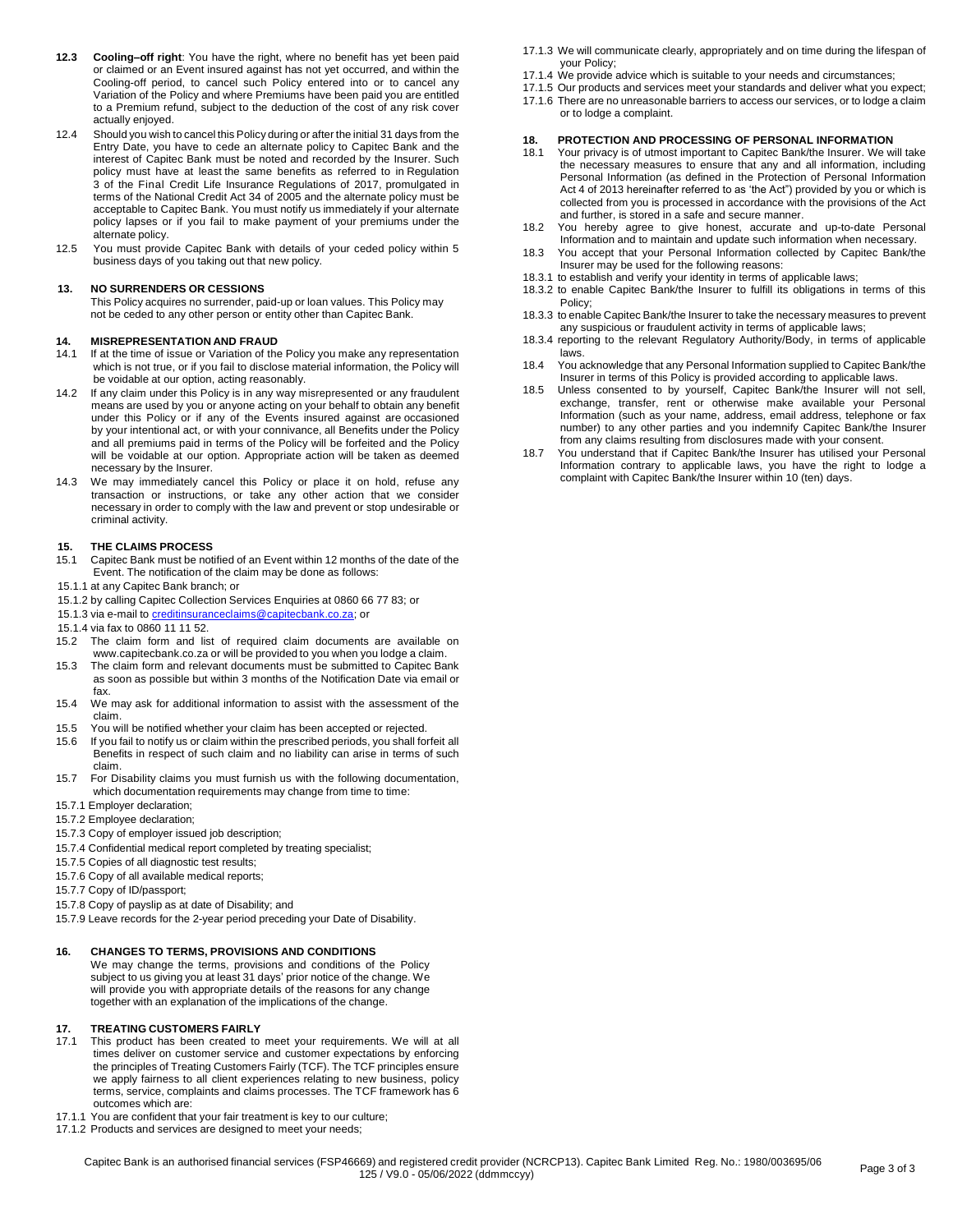**12.3 Cooling–off right**: You have the right, where no benefit has yet been paid or claimed or an Event insured against has not yet occurred, and within the Cooling-off period, to cancel such Policy entered into or to cancel any Variation of the Policy and where Premiums have been paid you are entitled to a Premium refund, subject to the deduction of the cost of any risk cover actually enjoyed.

12.4 Should you wish to cancel this Policy during or after the initial 31 days from the Entry Date, you have to cede an alternate policy to Capitec Bank and the interest of Capitec Bank must be noted and recorded by the Insurer. Such policy must have at least the same benefits as referred to in Regulation 3 of the Final Credit Life Insurance Regulations of 2017, promulgated in terms of the National Credit Act 34 of 2005 and the alternate policy must be acceptable to Capitec Bank. You must notify us immediately if your alternate policy lapses or if you fail to make payment of your premiums under the alternate policy.

12.5 You must provide Capitec Bank with details of your ceded policy within 5 business days of you taking out that new policy.

## 13. NO SURRENDERS OR CESSIONS

This Policy acquires no surrender, paid-up or loan values. This Policy may not be ceded to any other person or entity other than Capitec Bank.

## 14. MISREPRESENTATION AND FRAUD

14.1 If at the time of issue or Variation of the Policy you make any representation which is not true, or if you fail to disclose material information, the Policy will be voidable at our option, acting reasonably.

14.2 If any claim under this Policy is in any way misrepresented or any fraudulent means are used by you or anyone acting on your behalf to obtain any benefit under this Policy or if any of the Events insured against are occasioned by your intentional act, or with your connivance, all Benefits under the Policy and all premiums paid in terms of the Policy will be forfeited and the Policy will be voidable at our option. Appropriate action will be taken as deemed necessary by the Insurer.

14.3 We may immediately cancel this Policy or place it on hold, refuse any transaction or instructions, or take any other action that we consider necessary in order to comply with the law and prevent or stop undesirable or criminal activity.

## 15. THE CLAIMS PROCESS

15.1 Capitec Bank must be notified of an Event within 12 months of the date of the Event. The notification of the claim may be done as follows:

15.1.1 at any Capitec Bank branch; or

15.1.2 by calling Capitec Collection Services Enquiries at 0860 66 77 83; or

15.1.3 via e-mail to creditinsuranceclaims@capitecbank.co.za; or

15.1.4 via fax to 0860 11 11 52.

15.2 The claim form and list of required claim documents are available on www.capitecbank.co.za or will be provided to you when you lodge a claim.

15.3 The claim form and relevant documents must be submitted to Capitec Bank as soon as possible but within 3 months of the Notification Date via email or fax.

15.4 We may ask for additional information to assist with the assessment of the claim.

15.5 You will be notified whether your claim has been accepted or rejected.

15.6 If you fail to notify us or claim within the prescribed periods, you shall forfeit all Benefits in respect of such claim and no liability can arise in terms of such claim.

15.7 For Disability claims you must furnish us with the following documentation, which documentation requirements may change from time to time:

15.7.1 Employer declaration;

15.7.2 Employee declaration;

15.7.3 Copy of employer issued job description;

15.7.4 Confidential medical report completed by treating specialist;

15.7.5 Copies of all diagnostic test results;

15.7.6 Copy of all available medical reports;

15.7.7 Copy of ID/passport;

15.7.8 Copy of payslip as at date of Disability; and

15.7.9 Leave records for the 2-year period preceding your Date of Disability.

## 16. CHANGES TO TERMS, PROVISIONS AND CONDITIONS

We may change the terms, provisions and conditions of the Policy subject to us giving you at least 31 days' prior notice of the change. We will provide you with appropriate details of the reasons for any change together with an explanation of the implications of the change.

## 17. TREATING CUSTOMERS FAIRLY

17.1 This product has been created to meet your requirements. We will at all times deliver on customer service and customer expectations by enforcing the principles of Treating Customers Fairly (TCF). The TCF principles ensure we apply fairness to all client experiences relating to new business, policy terms, service, complaints and claims processes. The TCF framework has 6 outcomes which are:

17.1.1 You are confident that your fair treatment is key to our culture;

17.1.2 Products and services are designed to meet your needs;

17.1.3 We will communicate clearly, appropriately and on time during the lifespan of your Policy;

17.1.4 We provide advice which is suitable to your needs and circumstances;

17.1.5 Our products and services meet your standards and deliver what you expect;

17.1.6 There are no unreasonable barriers to access our services, or to lodge a claim or to lodge a complaint.

## 18. PROTECTION AND PROCESSING OF PERSONAL INFORMATION

18.1 Your privacy is of utmost important to Capitec Bank/the Insurer. We will take the necessary measures to ensure that any and all information, including Personal Information (as defined in the Protection of Personal Information Act 4 of 2013 hereinafter referred to as 'the Act") provided by you or which is collected from you is processed in accordance with the provisions of the Act and further, is stored in a safe and secure manner.

18.2 You hereby agree to give honest, accurate and up-to-date Personal Information and to maintain and update such information when necessary.

18.3 You accept that your Personal Information collected by Capitec Bank/the Insurer may be used for the following reasons:

18.3.1 to establish and verify your identity in terms of applicable laws;

18.3.2 to enable Capitec Bank/the Insurer to fulfill its obligations in terms of this Policy;

18.3.3 to enable Capitec Bank/the Insurer to take the necessary measures to prevent any suspicious or fraudulent activity in terms of applicable laws;

18.3.4 reporting to the relevant Regulatory Authority/Body, in terms of applicable laws.

18.4 You acknowledge that any Personal Information supplied to Capitec Bank/the Insurer in terms of this Policy is provided according to applicable laws.

18.5 Unless consented to by yourself, Capitec Bank/the Insurer will not sell, exchange, transfer, rent or otherwise make available your Personal Information (such as your name, address, email address, telephone or fax number) to any other parties and you indemnify Capitec Bank/the Insurer from any claims resulting from disclosures made with your consent.

18.7 You understand that if Capitec Bank/the Insurer has utilised your Personal Information contrary to applicable laws, you have the right to lodge a complaint with Capitec Bank/the Insurer within 10 (ten) days.

Capitec Bank is an authorised financial services (FSP46669) and registered credit provider (NCRCP13). Capitec Bank Limited Reg. No.: 1980/003695/06
125 / V9.0 - 05/06/2022 (ddmmccyy)